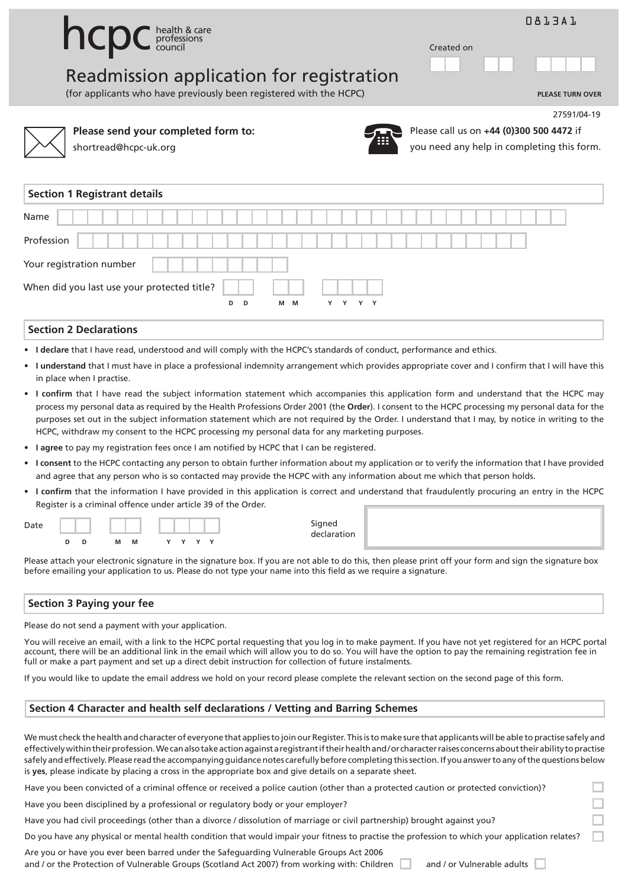0813A1

# Readmission application for registration

(for applicants who have previously been registered with the HCPC)

Created on

PLEASE TURN OVER

27591/04-19

**Please send your completed form to:**
shortread@hcpc-uk.org

Please call us on **+44 (0)300 500 4472** if you need any help in completing this form.

## Section 1 Registrant details

Name

Profession

Your registration number

When did you last use your protected title? D D M M Y Y Y Y

## Section 2 Declarations

- **I declare** that I have read, understood and will comply with the HCPC's standards of conduct, performance and ethics.
- **I understand** that I must have in place a professional indemnity arrangement which provides appropriate cover and I confirm that I will have this in place when I practise.
- **I confirm** that I have read the subject information statement which accompanies this application form and understand that the HCPC may process my personal data as required by the Health Professions Order 2001 (the **Order**). I consent to the HCPC processing my personal data for the purposes set out in the subject information statement which are not required by the Order. I understand that I may, by notice in writing to the HCPC, withdraw my consent to the HCPC processing my personal data for any marketing purposes.
- **I agree** to pay my registration fees once I am notified by HCPC that I can be registered.
- **I consent** to the HCPC contacting any person to obtain further information about my application or to verify the information that I have provided and agree that any person who is so contacted may provide the HCPC with any information about me which that person holds.
- **I confirm** that the information I have provided in this application is correct and understand that fraudulently procuring an entry in the HCPC Register is a criminal offence under article 39 of the Order.

Date D D M M Y Y Y Y

Signed declaration

Please attach your electronic signature in the signature box. If you are not able to do this, then please print off your form and sign the signature box before emailing your application to us. Please do not type your name into this field as we require a signature.

## Section 3 Paying your fee

Please do not send a payment with your application.

You will receive an email, with a link to the HCPC portal requesting that you log in to make payment. If you have not yet registered for an HCPC portal account, there will be an additional link in the email which will allow you to do so. You will have the option to pay the remaining registration fee in full or make a part payment and set up a direct debit instruction for collection of future instalments.

If you would like to update the email address we hold on your record please complete the relevant section on the second page of this form.

## Section 4 Character and health self declarations / Vetting and Barring Schemes

We must check the health and character of everyone that applies to join our Register. This is to make sure that applicants will be able to practise safely and effectively within their profession. We can also take action against a registrant if their health and/or character raises concerns about their ability to practise safely and effectively. Please read the accompanying guidance notes carefully before completing this section. If you answer to any of the questions below is **yes**, please indicate by placing a cross in the appropriate box and give details on a separate sheet.

Have you been convicted of a criminal offence or received a police caution (other than a protected caution or protected conviction)? ☐

Have you been disciplined by a professional or regulatory body or your employer? ☐

Have you had civil proceedings (other than a divorce / dissolution of marriage or civil partnership) brought against you? ☐

Do you have any physical or mental health condition that would impair your fitness to practise the profession to which your application relates? ☐

Are you or have you ever been barred under the Safeguarding Vulnerable Groups Act 2006 and / or the Protection of Vulnerable Groups (Scotland Act 2007) from working with: Children ☐ and / or Vulnerable adults ☐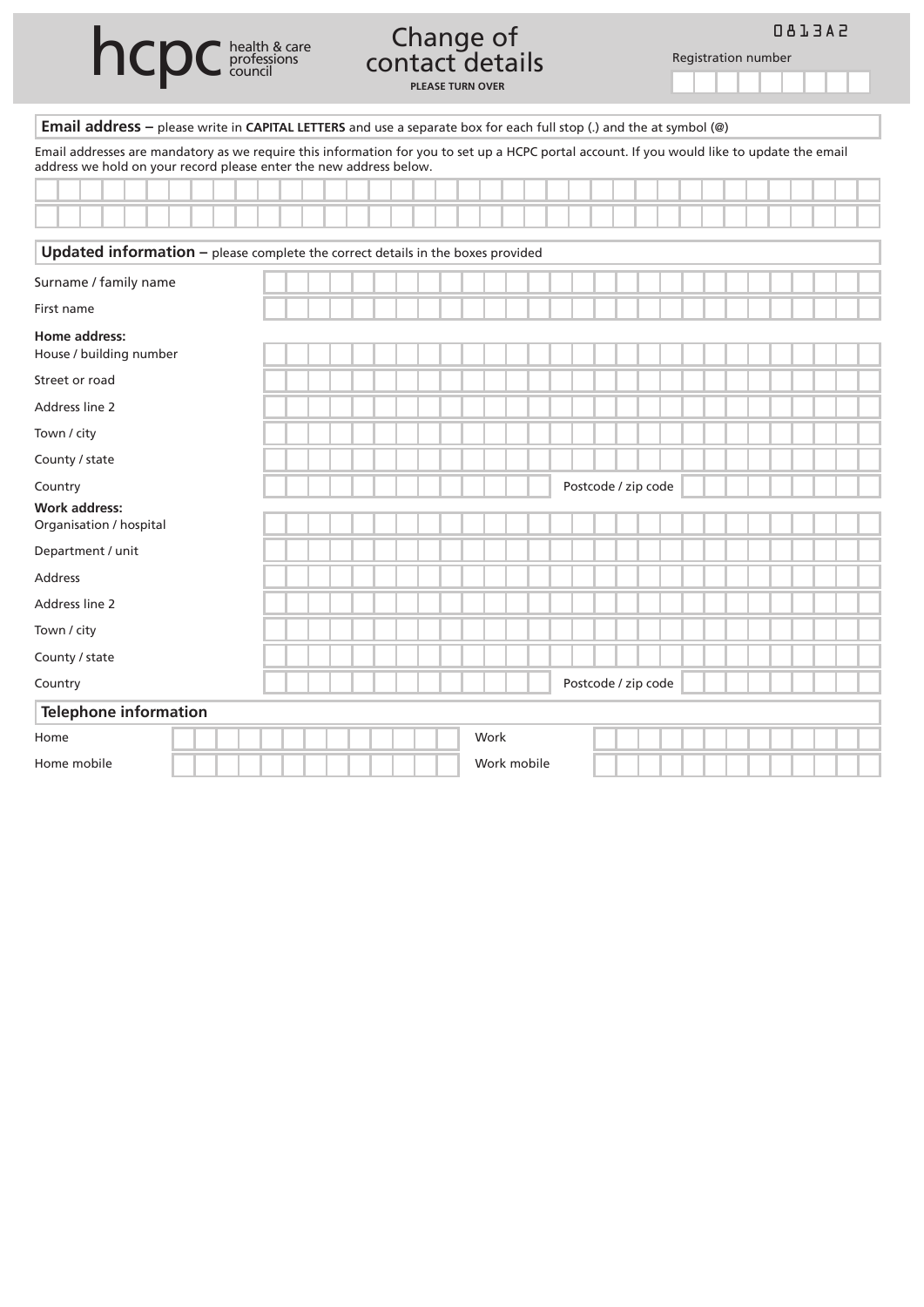# hcpc health & care professions council

## Change of contact details

**PLEASE TURN OVER**

0813A2

Registration number

**Email address** – please write in **CAPITAL LETTERS** and use a separate box for each full stop (.) and the at symbol (@)

Email addresses are mandatory as we require this information for you to set up a HCPC portal account. If you would like to update the email address we hold on your record please enter the new address below.

**Updated information** – please complete the correct details in the boxes provided

Surname / family name

First name

**Home address:**

House / building number

Street or road

Address line 2

Town / city

County / state

Country

Postcode / zip code

**Work address:**

Organisation / hospital

Department / unit

Address

Address line 2

Town / city

County / state

Country

Postcode / zip code

**Telephone information**

Home

Work

Home mobile

Work mobile